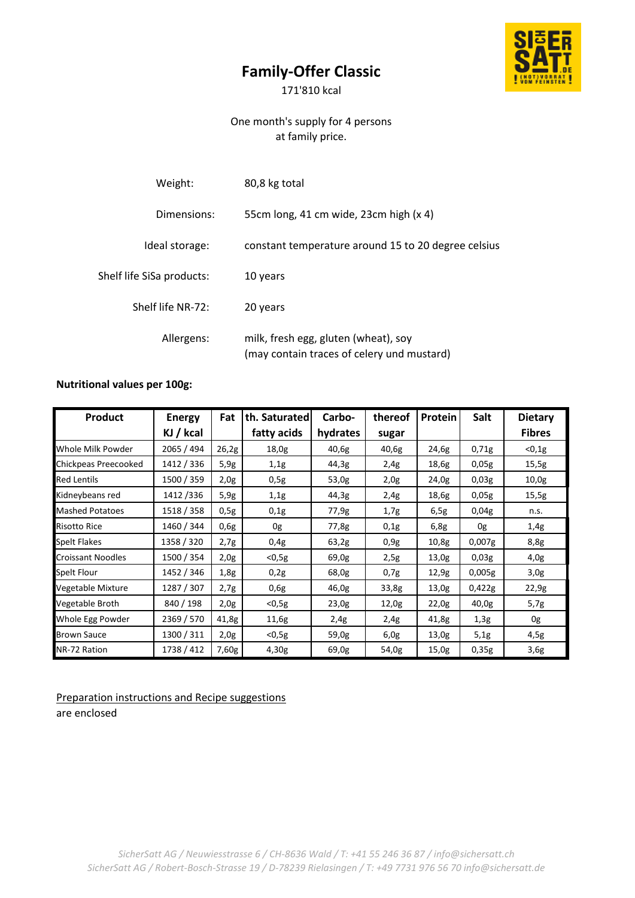# Family-Offer Classic

171'810 kcal

One month's supply for 4 persons
at family price.

| | |
|---|---|
| Weight: | 80,8 kg total |
| Dimensions: | 55cm long, 41 cm wide, 23cm high (x 4) |
| Ideal storage: | constant temperature around 15 to 20 degree celsius |
| Shelf life SiSa products: | 10 years |
| Shelf life NR-72: | 20 years |
| Allergens: | milk, fresh egg, gluten (wheat), soy<br>(may contain traces of celery und mustard) |

**Nutritional values per 100g:**

| Product | Energy KJ / kcal | Fat | th. Saturated fatty acids | Carbo-hydrates | thereof sugar | Protein | Salt | Dietary Fibres |
|---|---|---|---|---|---|---|---|---|
| Whole Milk Powder | 2065 / 494 | 26,2g | 18,0g | 40,6g | 40,6g | 24,6g | 0,71g | <0,1g |
| Chickpeas Preecooked | 1412 / 336 | 5,9g | 1,1g | 44,3g | 2,4g | 18,6g | 0,05g | 15,5g |
| Red Lentils | 1500 / 359 | 2,0g | 0,5g | 53,0g | 2,0g | 24,0g | 0,03g | 10,0g |
| Kidneybeans red | 1412 /336 | 5,9g | 1,1g | 44,3g | 2,4g | 18,6g | 0,05g | 15,5g |
| Mashed Potatoes | 1518 / 358 | 0,5g | 0,1g | 77,9g | 1,7g | 6,5g | 0,04g | n.s. |
| Risotto Rice | 1460 / 344 | 0,6g | 0g | 77,8g | 0,1g | 6,8g | 0g | 1,4g |
| Spelt Flakes | 1358 / 320 | 2,7g | 0,4g | 63,2g | 0,9g | 10,8g | 0,007g | 8,8g |
| Croissant Noodles | 1500 / 354 | 2,0g | <0,5g | 69,0g | 2,5g | 13,0g | 0,03g | 4,0g |
| Spelt Flour | 1452 / 346 | 1,8g | 0,2g | 68,0g | 0,7g | 12,9g | 0,005g | 3,0g |
| Vegetable Mixture | 1287 / 307 | 2,7g | 0,6g | 46,0g | 33,8g | 13,0g | 0,422g | 22,9g |
| Vegetable Broth | 840 / 198 | 2,0g | <0,5g | 23,0g | 12,0g | 22,0g | 40,0g | 5,7g |
| Whole Egg Powder | 2369 / 570 | 41,8g | 11,6g | 2,4g | 2,4g | 41,8g | 1,3g | 0g |
| Brown Sauce | 1300 / 311 | 2,0g | <0,5g | 59,0g | 6,0g | 13,0g | 5,1g | 4,5g |
| NR-72 Ration | 1738 / 412 | 7,60g | 4,30g | 69,0g | 54,0g | 15,0g | 0,35g | 3,6g |

Preparation instructions and Recipe suggestions
are enclosed

*SicherSatt AG / Neuwiesstrasse 6 / CH-8636 Wald / T: +41 55 246 36 87 / info@sichersatt.ch*
*SicherSatt AG / Robert-Bosch-Strasse 19 / D-78239 Rielasingen / T: +49 7731 976 56 70 info@sichersatt.de*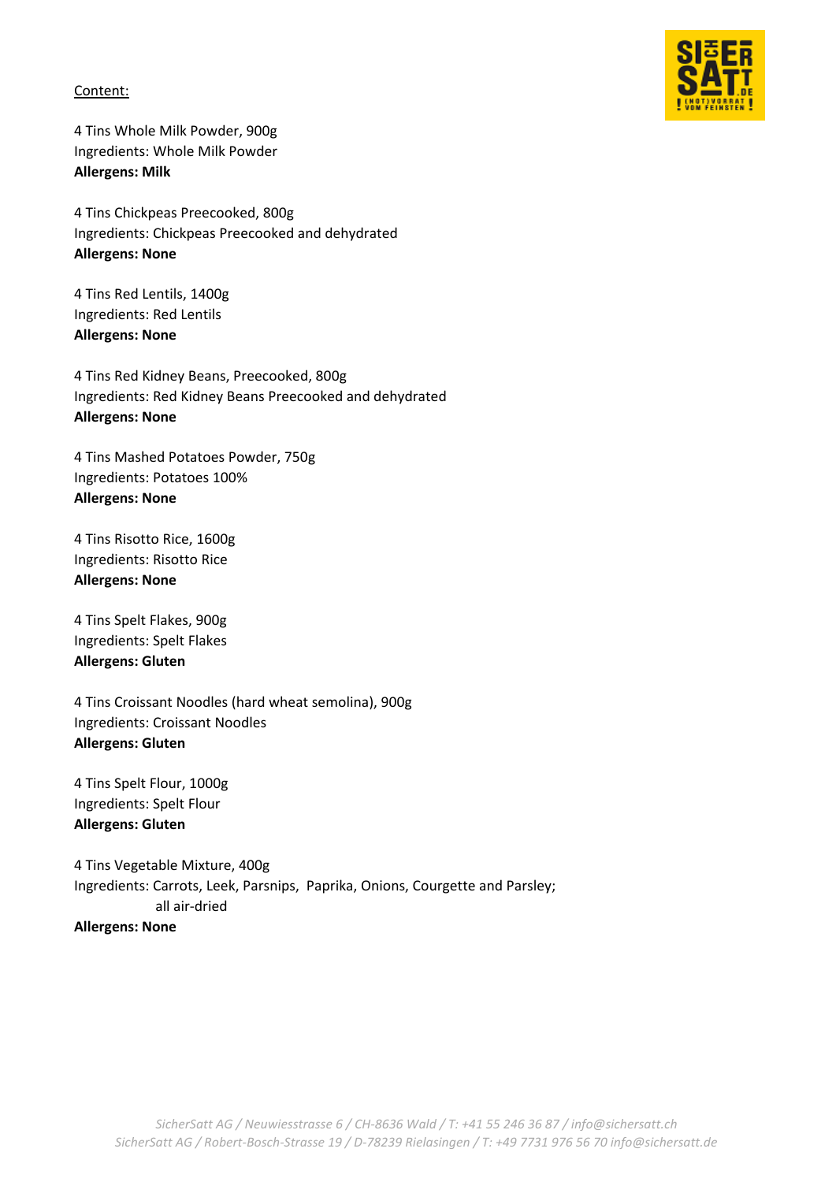Content:

4 Tins Whole Milk Powder, 900g
Ingredients: Whole Milk Powder
**Allergens: Milk**

4 Tins Chickpeas Preecooked, 800g
Ingredients: Chickpeas Preecooked and dehydrated
**Allergens: None**

4 Tins Red Lentils, 1400g
Ingredients: Red Lentils
**Allergens: None**

4 Tins Red Kidney Beans, Preecooked, 800g
Ingredients: Red Kidney Beans Preecooked and dehydrated
**Allergens: None**

4 Tins Mashed Potatoes Powder, 750g
Ingredients: Potatoes 100%
**Allergens: None**

4 Tins Risotto Rice, 1600g
Ingredients: Risotto Rice
**Allergens: None**

4 Tins Spelt Flakes, 900g
Ingredients: Spelt Flakes
**Allergens: Gluten**

4 Tins Croissant Noodles (hard wheat semolina), 900g
Ingredients: Croissant Noodles
**Allergens: Gluten**

4 Tins Spelt Flour, 1000g
Ingredients: Spelt Flour
**Allergens: Gluten**

4 Tins Vegetable Mixture, 400g
Ingredients: Carrots, Leek, Parsnips, Paprika, Onions, Courgette and Parsley; all air-dried
**Allergens: None**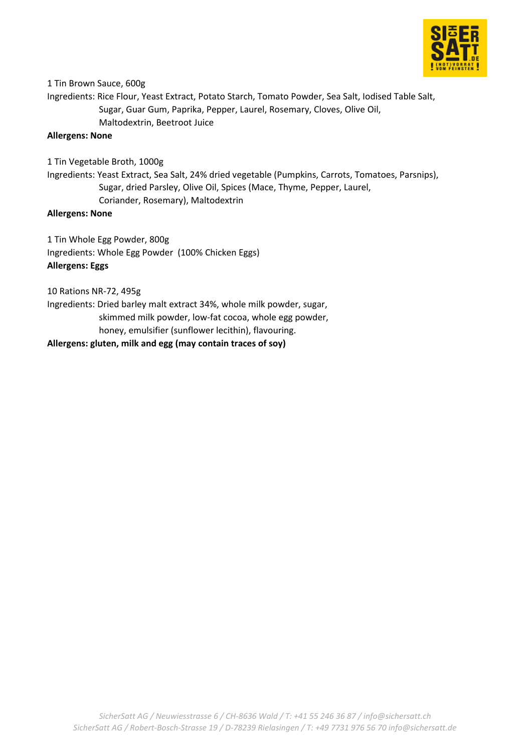1 Tin Brown Sauce, 600g

Ingredients: Rice Flour, Yeast Extract, Potato Starch, Tomato Powder, Sea Salt, Iodised Table Salt, Sugar, Guar Gum, Paprika, Pepper, Laurel, Rosemary, Cloves, Olive Oil, Maltodextrin, Beetroot Juice

**Allergens: None**

1 Tin Vegetable Broth, 1000g

Ingredients: Yeast Extract, Sea Salt, 24% dried vegetable (Pumpkins, Carrots, Tomatoes, Parsnips), Sugar, dried Parsley, Olive Oil, Spices (Mace, Thyme, Pepper, Laurel, Coriander, Rosemary), Maltodextrin

**Allergens: None**

1 Tin Whole Egg Powder, 800g

Ingredients: Whole Egg Powder (100% Chicken Eggs)

**Allergens: Eggs**

10 Rations NR-72, 495g

Ingredients: Dried barley malt extract 34%, whole milk powder, sugar, skimmed milk powder, low-fat cocoa, whole egg powder, honey, emulsifier (sunflower lecithin), flavouring.

**Allergens: gluten, milk and egg (may contain traces of soy)**

*SicherSatt AG / Neuwiesstrasse 6 / CH-8636 Wald / T: +41 55 246 36 87 / info@sichersatt.ch*
*SicherSatt AG / Robert-Bosch-Strasse 19 / D-78239 Rielasingen / T: +49 7731 976 56 70 info@sichersatt.de*